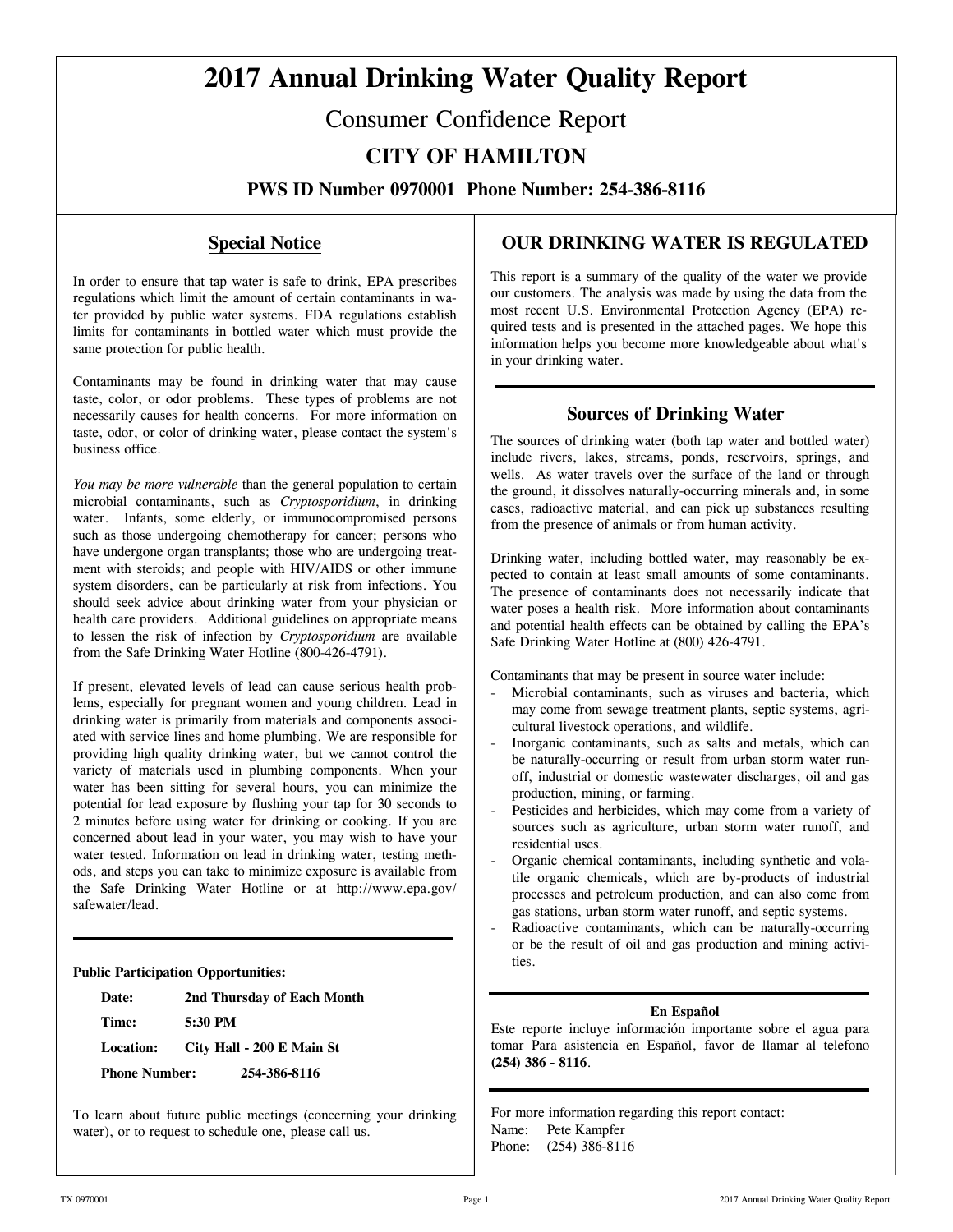# 2017 Annual Drinking Water Quality Report

## Consumer Confidence Report

## CITY OF HAMILTON

**PWS ID Number 0970001 Phone Number: 254-386-8116**

## Special Notice

In order to ensure that tap water is safe to drink, EPA prescribes regulations which limit the amount of certain contaminants in water provided by public water systems. FDA regulations establish limits for contaminants in bottled water which must provide the same protection for public health.

Contaminants may be found in drinking water that may cause taste, color, or odor problems. These types of problems are not necessarily causes for health concerns. For more information on taste, odor, or color of drinking water, please contact the system's business office.

*You may be more vulnerable* than the general population to certain microbial contaminants, such as *Cryptosporidium*, in drinking water. Infants, some elderly, or immunocompromised persons such as those undergoing chemotherapy for cancer; persons who have undergone organ transplants; those who are undergoing treatment with steroids; and people with HIV/AIDS or other immune system disorders, can be particularly at risk from infections. You should seek advice about drinking water from your physician or health care providers. Additional guidelines on appropriate means to lessen the risk of infection by *Cryptosporidium* are available from the Safe Drinking Water Hotline (800-426-4791).

If present, elevated levels of lead can cause serious health problems, especially for pregnant women and young children. Lead in drinking water is primarily from materials and components associated with service lines and home plumbing. We are responsible for providing high quality drinking water, but we cannot control the variety of materials used in plumbing components. When your water has been sitting for several hours, you can minimize the potential for lead exposure by flushing your tap for 30 seconds to 2 minutes before using water for drinking or cooking. If you are concerned about lead in your water, you may wish to have your water tested. Information on lead in drinking water, testing methods, and steps you can take to minimize exposure is available from the Safe Drinking Water Hotline or at http://www.epa.gov/safewater/lead.

**Public Participation Opportunities:**

**Date:** **2nd Thursday of Each Month**

**Time:** **5:30 PM**

**Location:** **City Hall - 200 E Main St**

**Phone Number:** **254-386-8116**

To learn about future public meetings (concerning your drinking water), or to request to schedule one, please call us.

## OUR DRINKING WATER IS REGULATED

This report is a summary of the quality of the water we provide our customers. The analysis was made by using the data from the most recent U.S. Environmental Protection Agency (EPA) required tests and is presented in the attached pages. We hope this information helps you become more knowledgeable about what's in your drinking water.

## Sources of Drinking Water

The sources of drinking water (both tap water and bottled water) include rivers, lakes, streams, ponds, reservoirs, springs, and wells. As water travels over the surface of the land or through the ground, it dissolves naturally-occurring minerals and, in some cases, radioactive material, and can pick up substances resulting from the presence of animals or from human activity.

Drinking water, including bottled water, may reasonably be expected to contain at least small amounts of some contaminants. The presence of contaminants does not necessarily indicate that water poses a health risk. More information about contaminants and potential health effects can be obtained by calling the EPA's Safe Drinking Water Hotline at (800) 426-4791.

Contaminants that may be present in source water include:

- Microbial contaminants, such as viruses and bacteria, which may come from sewage treatment plants, septic systems, agricultural livestock operations, and wildlife.
- Inorganic contaminants, such as salts and metals, which can be naturally-occurring or result from urban storm water runoff, industrial or domestic wastewater discharges, oil and gas production, mining, or farming.
- Pesticides and herbicides, which may come from a variety of sources such as agriculture, urban storm water runoff, and residential uses.
- Organic chemical contaminants, including synthetic and volatile organic chemicals, which are by-products of industrial processes and petroleum production, and can also come from gas stations, urban storm water runoff, and septic systems.
- Radioactive contaminants, which can be naturally-occurring or be the result of oil and gas production and mining activities.

**En Español**

Este reporte incluye información importante sobre el agua para tomar Para asistencia en Español, favor de llamar al telefono **(254) 386 - 8116**.

For more information regarding this report contact:

Name: Pete Kampfer

Phone: (254) 386-8116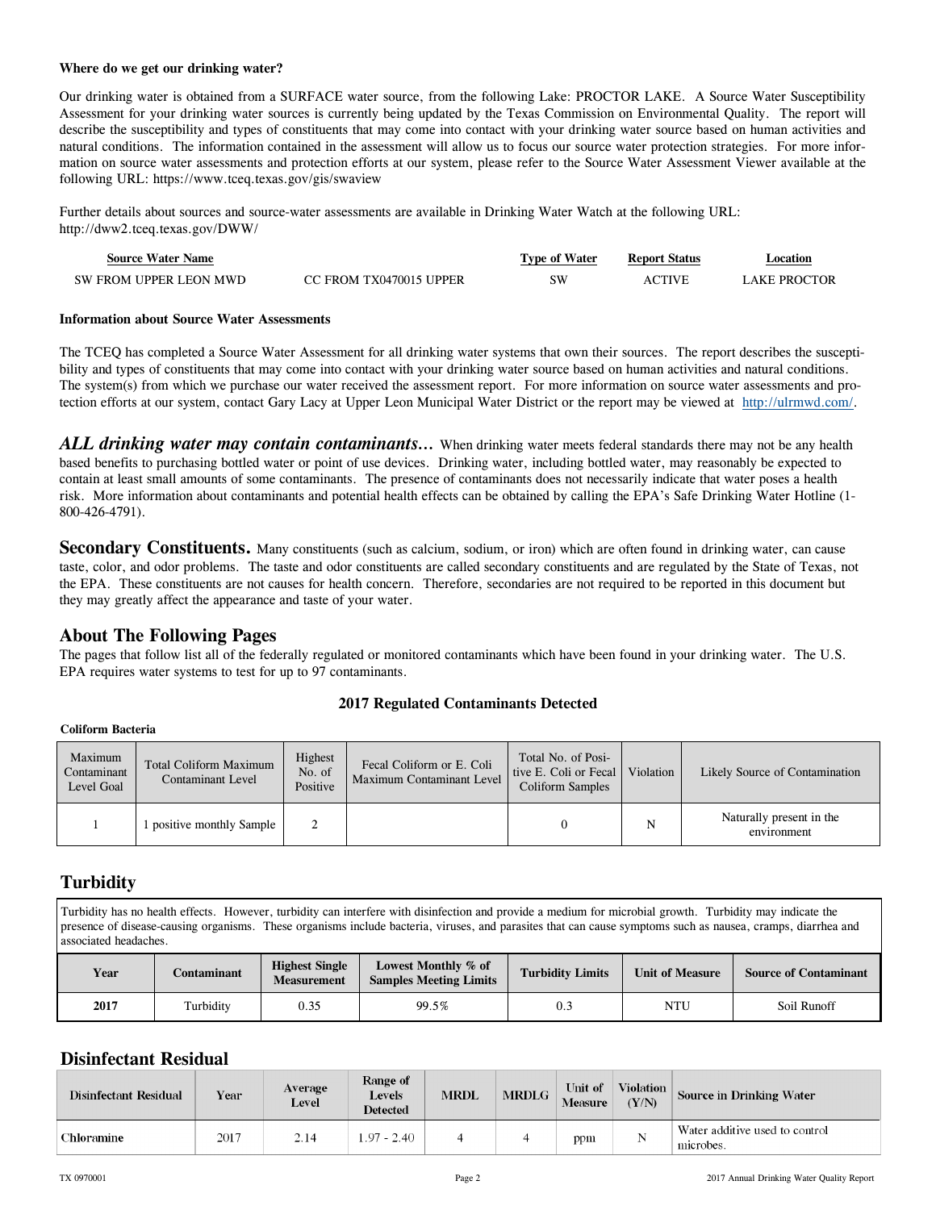**Where do we get our drinking water?**

Our drinking water is obtained from a SURFACE water source, from the following Lake: PROCTOR LAKE. A Source Water Susceptibility Assessment for your drinking water sources is currently being updated by the Texas Commission on Environmental Quality. The report will describe the susceptibility and types of constituents that may come into contact with your drinking water source based on human activities and natural conditions. The information contained in the assessment will allow us to focus our source water protection strategies. For more information on source water assessments and protection efforts at our system, please refer to the Source Water Assessment Viewer available at the following URL: https://www.tceq.texas.gov/gis/swaview

Further details about sources and source-water assessments are available in Drinking Water Watch at the following URL: http://dww2.tceq.texas.gov/DWW/

| Source Water Name | | Type of Water | Report Status | Location |
|---|---|---|---|---|
| SW FROM UPPER LEON MWD | CC FROM TX0470015 UPPER | SW | ACTIVE | LAKE PROCTOR |

**Information about Source Water Assessments**

The TCEQ has completed a Source Water Assessment for all drinking water systems that own their sources. The report describes the susceptibility and types of constituents that may come into contact with your drinking water source based on human activities and natural conditions. The system(s) from which we purchase our water received the assessment report. For more information on source water assessments and protection efforts at our system, contact Gary Lacy at Upper Leon Municipal Water District or the report may be viewed at http://ulrmwd.com/.

***ALL drinking water may contain contaminants…*** When drinking water meets federal standards there may not be any health based benefits to purchasing bottled water or point of use devices. Drinking water, including bottled water, may reasonably be expected to contain at least small amounts of some contaminants. The presence of contaminants does not necessarily indicate that water poses a health risk. More information about contaminants and potential health effects can be obtained by calling the EPA's Safe Drinking Water Hotline (1-800-426-4791).

**Secondary Constituents.** Many constituents (such as calcium, sodium, or iron) which are often found in drinking water, can cause taste, color, and odor problems. The taste and odor constituents are called secondary constituents and are regulated by the State of Texas, not the EPA. These constituents are not causes for health concern. Therefore, secondaries are not required to be reported in this document but they may greatly affect the appearance and taste of your water.

## About The Following Pages

The pages that follow list all of the federally regulated or monitored contaminants which have been found in your drinking water. The U.S. EPA requires water systems to test for up to 97 contaminants.

### 2017 Regulated Contaminants Detected

**Coliform Bacteria**

| Maximum Contaminant Level Goal | Total Coliform Maximum Contaminant Level | Highest No. of Positive | Fecal Coliform or E. Coli Maximum Contaminant Level | Total No. of Positive E. Coli or Fecal Coliform Samples | Violation | Likely Source of Contamination |
|---|---|---|---|---|---|---|
| 1 | 1 positive monthly Sample | 2 | | 0 | N | Naturally present in the environment |

## Turbidity

Turbidity has no health effects. However, turbidity can interfere with disinfection and provide a medium for microbial growth. Turbidity may indicate the presence of disease-causing organisms. These organisms include bacteria, viruses, and parasites that can cause symptoms such as nausea, cramps, diarrhea and associated headaches.

| Year | Contaminant | Highest Single Measurement | Lowest Monthly % of Samples Meeting Limits | Turbidity Limits | Unit of Measure | Source of Contaminant |
|---|---|---|---|---|---|---|
| **2017** | Turbidity | 0.35 | 99.5% | 0.3 | NTU | Soil Runoff |

## Disinfectant Residual

| Disinfectant Residual | Year | Average Level | Range of Levels Detected | MRDL | MRDLG | Unit of Measure | Violation (Y/N) | Source in Drinking Water |
|---|---|---|---|---|---|---|---|---|
| **Chloramine** | 2017 | 2.14 | 1.97 - 2.40 | 4 | 4 | ppm | N | Water additive used to control microbes. |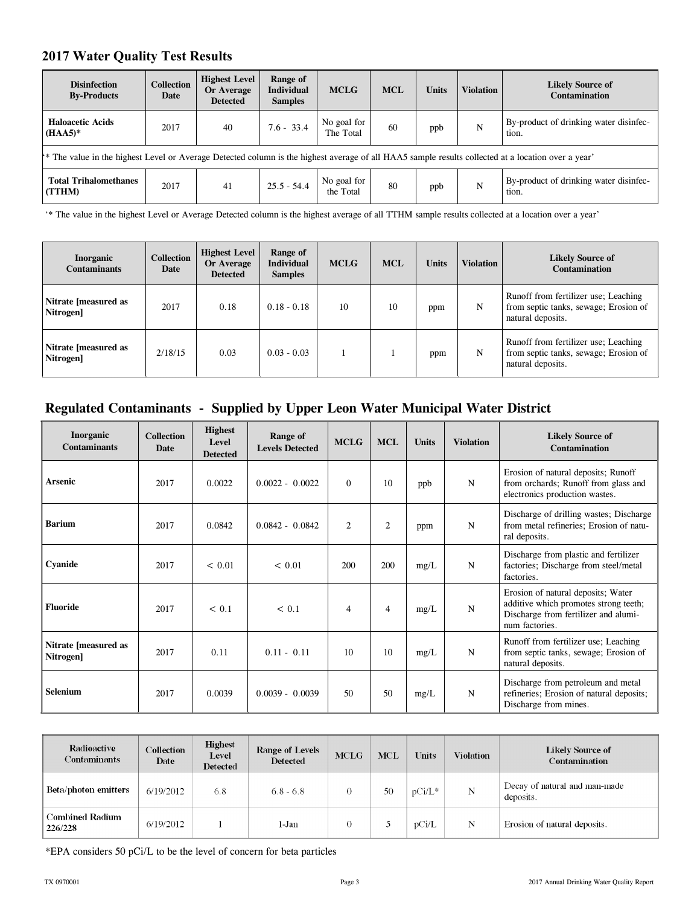## 2017 Water Quality Test Results

| Disinfection By-Products | Collection Date | Highest Level Or Average Detected | Range of Individual Samples | MCLG | MCL | Units | Violation | Likely Source of Contamination |
|---|---|---|---|---|---|---|---|---|
| Haloacetic Acids (HAA5)* | 2017 | 40 | 7.6 - 33.4 | No goal for The Total | 60 | ppb | N | By-product of drinking water disinfection. |
| '* The value in the highest Level or Average Detected column is the highest average of all HAA5 sample results collected at a location over a year' | | | | | | | | |
| Total Trihalomethanes (TTHM) | 2017 | 41 | 25.5 - 54.4 | No goal for the Total | 80 | ppb | N | By-product of drinking water disinfection. |

'* The value in the highest Level or Average Detected column is the highest average of all TTHM sample results collected at a location over a year'

| Inorganic Contaminants | Collection Date | Highest Level Or Average Detected | Range of Individual Samples | MCLG | MCL | Units | Violation | Likely Source of Contamination |
|---|---|---|---|---|---|---|---|---|
| Nitrate [measured as Nitrogen] | 2017 | 0.18 | 0.18 - 0.18 | 10 | 10 | ppm | N | Runoff from fertilizer use; Leaching from septic tanks, sewage; Erosion of natural deposits. |
| Nitrate [measured as Nitrogen] | 2/18/15 | 0.03 | 0.03 - 0.03 | 1 | 1 | ppm | N | Runoff from fertilizer use; Leaching from septic tanks, sewage; Erosion of natural deposits. |

## Regulated Contaminants - Supplied by Upper Leon Water Municipal Water District

| Inorganic Contaminants | Collection Date | Highest Level Detected | Range of Levels Detected | MCLG | MCL | Units | Violation | Likely Source of Contamination |
|---|---|---|---|---|---|---|---|---|
| Arsenic | 2017 | 0.0022 | 0.0022 - 0.0022 | 0 | 10 | ppb | N | Erosion of natural deposits; Runoff from orchards; Runoff from glass and electronics production wastes. |
| Barium | 2017 | 0.0842 | 0.0842 - 0.0842 | 2 | 2 | ppm | N | Discharge of drilling wastes; Discharge from metal refineries; Erosion of natural deposits. |
| Cyanide | 2017 | < 0.01 | < 0.01 | 200 | 200 | mg/L | N | Discharge from plastic and fertilizer factories; Discharge from steel/metal factories. |
| Fluoride | 2017 | < 0.1 | < 0.1 | 4 | 4 | mg/L | N | Erosion of natural deposits; Water additive which promotes strong teeth; Discharge from fertilizer and aluminum factories. |
| Nitrate [measured as Nitrogen] | 2017 | 0.11 | 0.11 - 0.11 | 10 | 10 | mg/L | N | Runoff from fertilizer use; Leaching from septic tanks, sewage; Erosion of natural deposits. |
| Selenium | 2017 | 0.0039 | 0.0039 - 0.0039 | 50 | 50 | mg/L | N | Discharge from petroleum and metal refineries; Erosion of natural deposits; Discharge from mines. |

| Radioactive Contaminants | Collection Date | Highest Level Detected | Range of Levels Detected | MCLG | MCL | Units | Violation | Likely Source of Contamination |
|---|---|---|---|---|---|---|---|---|
| Beta/photon emitters | 6/19/2012 | 6.8 | 6.8 - 6.8 | 0 | 50 | pCi/L* | N | Decay of natural and man-made deposits. |
| Combined Radium 226/228 | 6/19/2012 | 1 | 1-Jan | 0 | 5 | pCi/L | N | Erosion of natural deposits. |

*EPA considers 50 pCi/L to be the level of concern for beta particles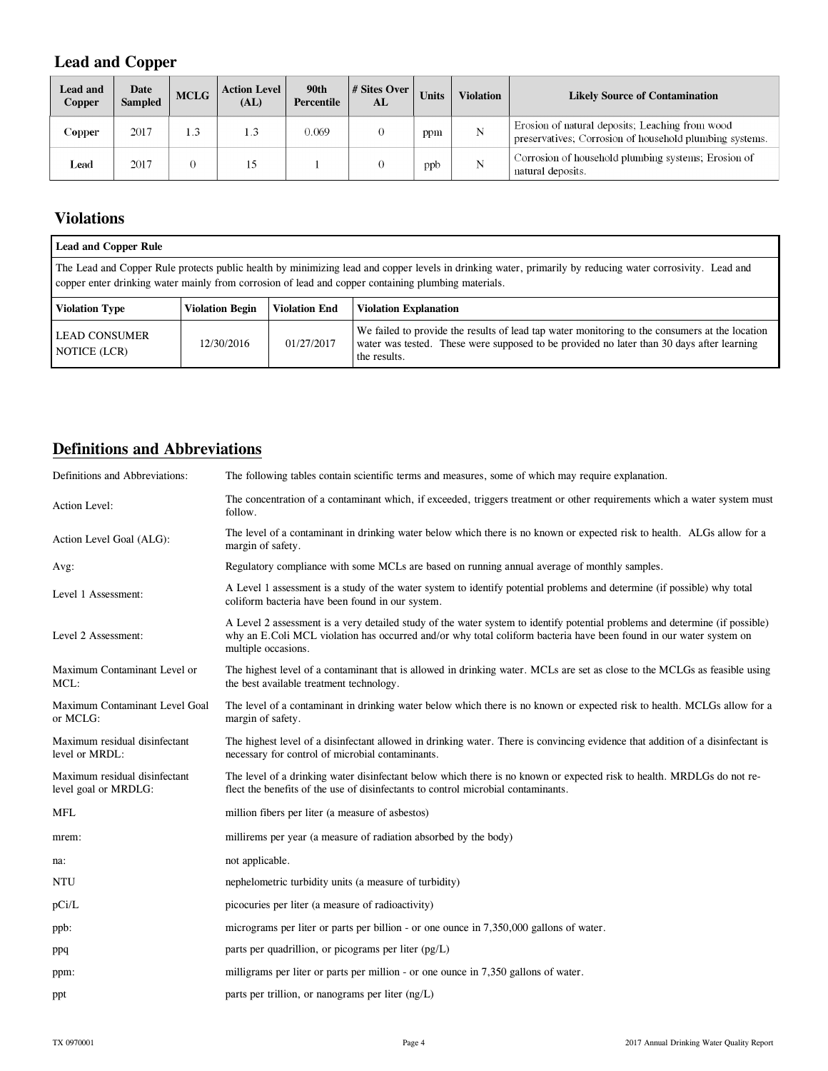## Lead and Copper

| Lead and Copper | Date Sampled | MCLG | Action Level (AL) | 90th Percentile | # Sites Over AL | Units | Violation | Likely Source of Contamination |
|---|---|---|---|---|---|---|---|---|
| Copper | 2017 | 1.3 | 1.3 | 0.069 | 0 | ppm | N | Erosion of natural deposits; Leaching from wood preservatives; Corrosion of household plumbing systems. |
| Lead | 2017 | 0 | 15 | 1 | 0 | ppb | N | Corrosion of household plumbing systems; Erosion of natural deposits. |

## Violations

**Lead and Copper Rule**

The Lead and Copper Rule protects public health by minimizing lead and copper levels in drinking water, primarily by reducing water corrosivity. Lead and copper enter drinking water mainly from corrosion of lead and copper containing plumbing materials.

| Violation Type | Violation Begin | Violation End | Violation Explanation |
|---|---|---|---|
| LEAD CONSUMER NOTICE (LCR) | 12/30/2016 | 01/27/2017 | We failed to provide the results of lead tap water monitoring to the consumers at the location water was tested. These were supposed to be provided no later than 30 days after learning the results. |

## Definitions and Abbreviations

| | |
|---|---|
| Definitions and Abbreviations: | The following tables contain scientific terms and measures, some of which may require explanation. |
| Action Level: | The concentration of a contaminant which, if exceeded, triggers treatment or other requirements which a water system must follow. |
| Action Level Goal (ALG): | The level of a contaminant in drinking water below which there is no known or expected risk to health. ALGs allow for a margin of safety. |
| Avg: | Regulatory compliance with some MCLs are based on running annual average of monthly samples. |
| Level 1 Assessment: | A Level 1 assessment is a study of the water system to identify potential problems and determine (if possible) why total coliform bacteria have been found in our system. |
| Level 2 Assessment: | A Level 2 assessment is a very detailed study of the water system to identify potential problems and determine (if possible) why an E.Coli MCL violation has occurred and/or why total coliform bacteria have been found in our water system on multiple occasions. |
| Maximum Contaminant Level or MCL: | The highest level of a contaminant that is allowed in drinking water. MCLs are set as close to the MCLGs as feasible using the best available treatment technology. |
| Maximum Contaminant Level Goal or MCLG: | The level of a contaminant in drinking water below which there is no known or expected risk to health. MCLGs allow for a margin of safety. |
| Maximum residual disinfectant level or MRDL: | The highest level of a disinfectant allowed in drinking water. There is convincing evidence that addition of a disinfectant is necessary for control of microbial contaminants. |
| Maximum residual disinfectant level goal or MRDLG: | The level of a drinking water disinfectant below which there is no known or expected risk to health. MRDLGs do not reflect the benefits of the use of disinfectants to control microbial contaminants. |
| MFL | million fibers per liter (a measure of asbestos) |
| mrem: | millirems per year (a measure of radiation absorbed by the body) |
| na: | not applicable. |
| NTU | nephelometric turbidity units (a measure of turbidity) |
| pCi/L | picocuries per liter (a measure of radioactivity) |
| ppb: | micrograms per liter or parts per billion - or one ounce in 7,350,000 gallons of water. |
| ppq | parts per quadrillion, or picograms per liter (pg/L) |
| ppm: | milligrams per liter or parts per million - or one ounce in 7,350 gallons of water. |
| ppt | parts per trillion, or nanograms per liter (ng/L) |